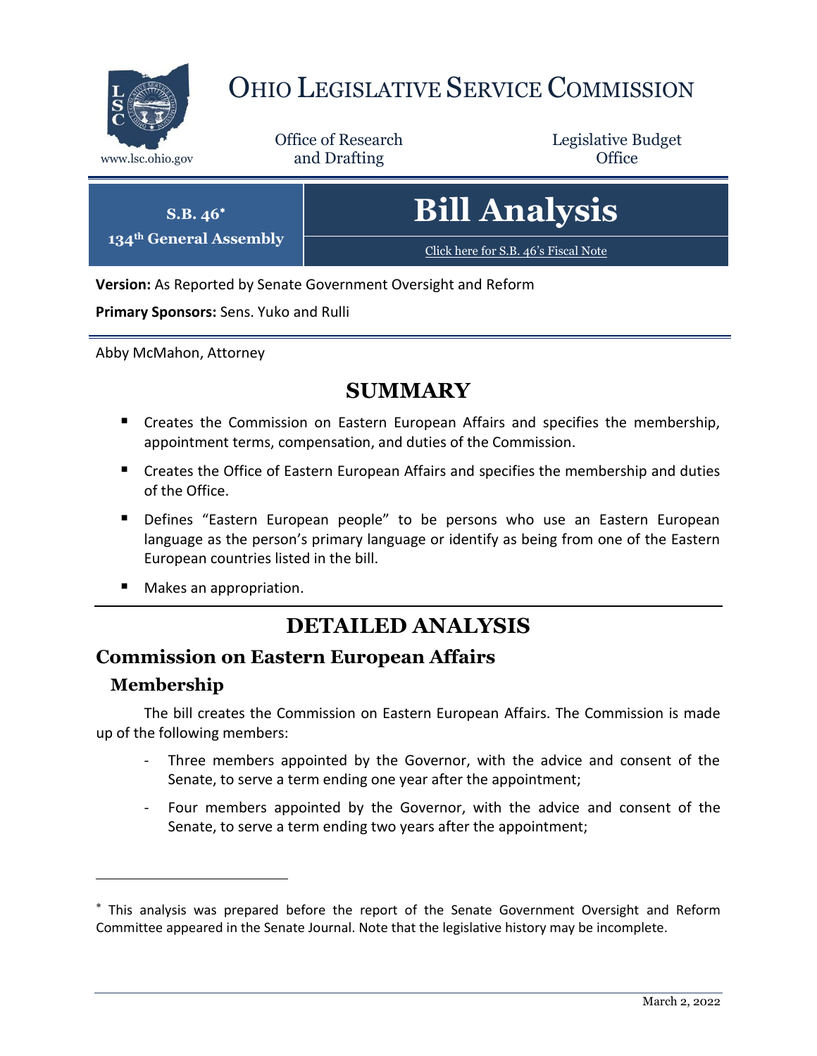# Ohio Legislative Service Commission

www.lsc.ohio.gov

Office of Research and Drafting

Legislative Budget Office

**S.B. 46*** 
**134th General Assembly**

# Bill Analysis

Click here for S.B. 46's Fiscal Note

**Version:** As Reported by Senate Government Oversight and Reform

**Primary Sponsors:** Sens. Yuko and Rulli

Abby McMahon, Attorney

## SUMMARY

- Creates the Commission on Eastern European Affairs and specifies the membership, appointment terms, compensation, and duties of the Commission.
- Creates the Office of Eastern European Affairs and specifies the membership and duties of the Office.
- Defines "Eastern European people" to be persons who use an Eastern European language as the person's primary language or identify as being from one of the Eastern European countries listed in the bill.
- Makes an appropriation.

## DETAILED ANALYSIS

### Commission on Eastern European Affairs

#### Membership

The bill creates the Commission on Eastern European Affairs. The Commission is made up of the following members:

- Three members appointed by the Governor, with the advice and consent of the Senate, to serve a term ending one year after the appointment;
- Four members appointed by the Governor, with the advice and consent of the Senate, to serve a term ending two years after the appointment;

* This analysis was prepared before the report of the Senate Government Oversight and Reform Committee appeared in the Senate Journal. Note that the legislative history may be incomplete.

March 2, 2022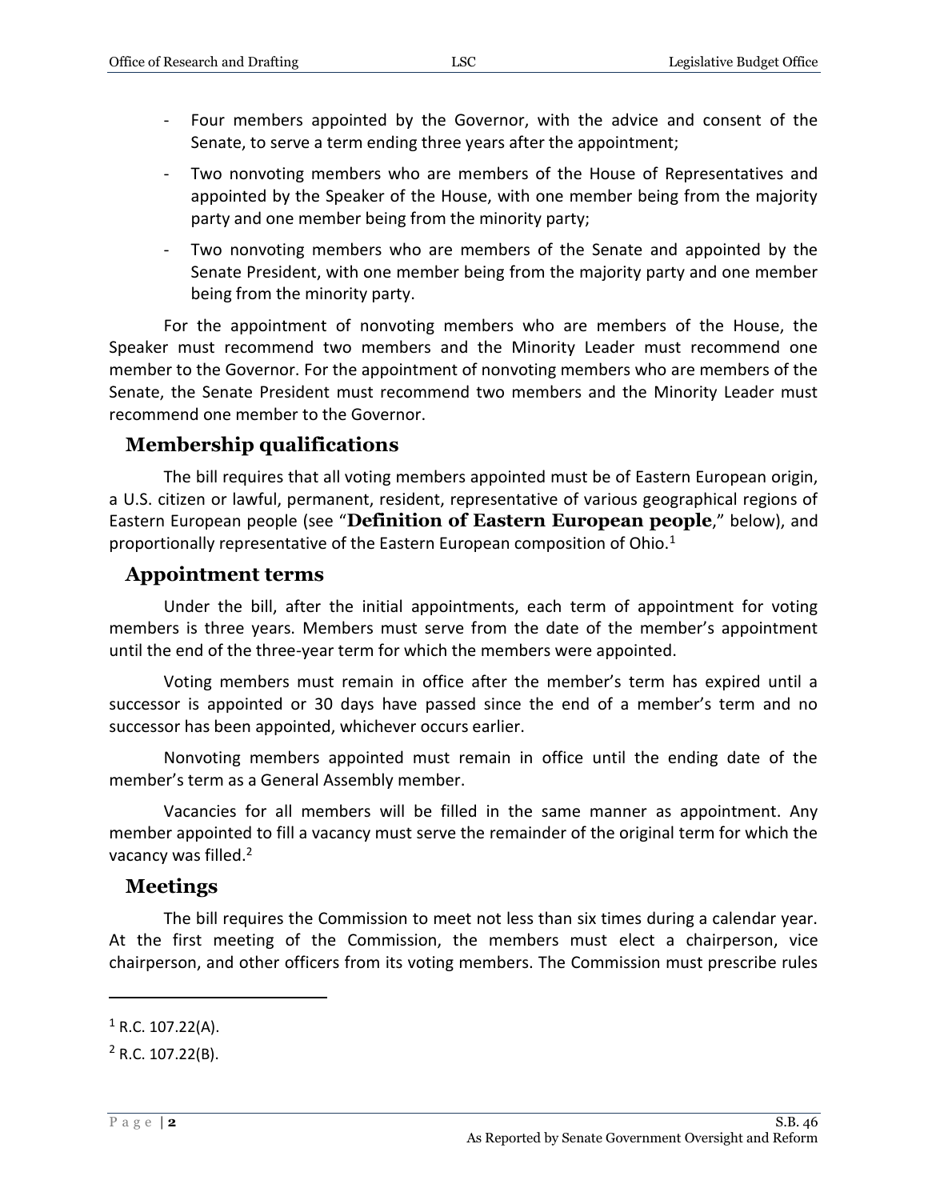- Four members appointed by the Governor, with the advice and consent of the Senate, to serve a term ending three years after the appointment;
- Two nonvoting members who are members of the House of Representatives and appointed by the Speaker of the House, with one member being from the majority party and one member being from the minority party;
- Two nonvoting members who are members of the Senate and appointed by the Senate President, with one member being from the majority party and one member being from the minority party.

For the appointment of nonvoting members who are members of the House, the Speaker must recommend two members and the Minority Leader must recommend one member to the Governor. For the appointment of nonvoting members who are members of the Senate, the Senate President must recommend two members and the Minority Leader must recommend one member to the Governor.

## Membership qualifications

The bill requires that all voting members appointed must be of Eastern European origin, a U.S. citizen or lawful, permanent, resident, representative of various geographical regions of Eastern European people (see "**Definition of Eastern European people**," below), and proportionally representative of the Eastern European composition of Ohio.[1]

## Appointment terms

Under the bill, after the initial appointments, each term of appointment for voting members is three years. Members must serve from the date of the member's appointment until the end of the three-year term for which the members were appointed.

Voting members must remain in office after the member's term has expired until a successor is appointed or 30 days have passed since the end of a member's term and no successor has been appointed, whichever occurs earlier.

Nonvoting members appointed must remain in office until the ending date of the member's term as a General Assembly member.

Vacancies for all members will be filled in the same manner as appointment. Any member appointed to fill a vacancy must serve the remainder of the original term for which the vacancy was filled.[2]

## Meetings

The bill requires the Commission to meet not less than six times during a calendar year. At the first meeting of the Commission, the members must elect a chairperson, vice chairperson, and other officers from its voting members. The Commission must prescribe rules

---

[1] R.C. 107.22(A).

[2] R.C. 107.22(B).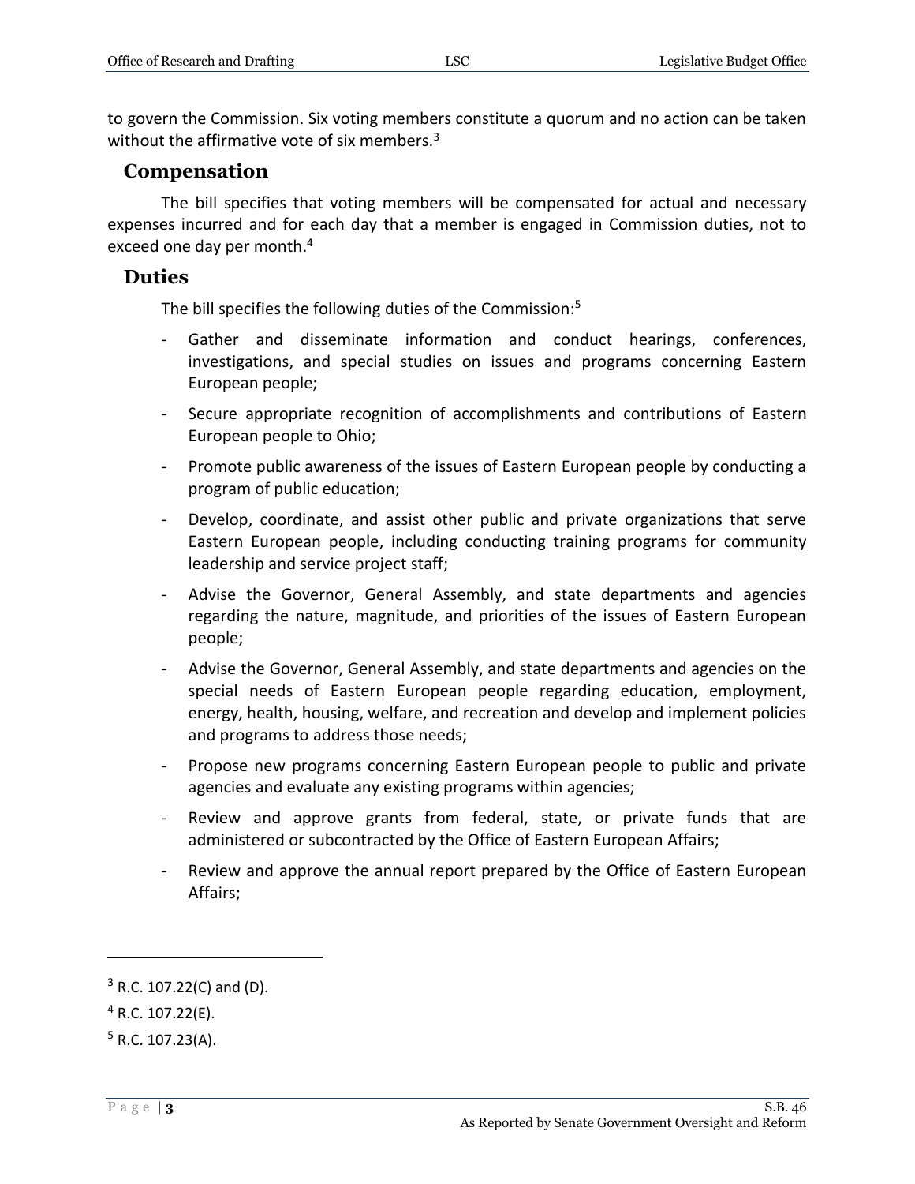to govern the Commission. Six voting members constitute a quorum and no action can be taken without the affirmative vote of six members.[3]

## Compensation

The bill specifies that voting members will be compensated for actual and necessary expenses incurred and for each day that a member is engaged in Commission duties, not to exceed one day per month.[4]

## Duties

The bill specifies the following duties of the Commission:[5]

- Gather and disseminate information and conduct hearings, conferences, investigations, and special studies on issues and programs concerning Eastern European people;
- Secure appropriate recognition of accomplishments and contributions of Eastern European people to Ohio;
- Promote public awareness of the issues of Eastern European people by conducting a program of public education;
- Develop, coordinate, and assist other public and private organizations that serve Eastern European people, including conducting training programs for community leadership and service project staff;
- Advise the Governor, General Assembly, and state departments and agencies regarding the nature, magnitude, and priorities of the issues of Eastern European people;
- Advise the Governor, General Assembly, and state departments and agencies on the special needs of Eastern European people regarding education, employment, energy, health, housing, welfare, and recreation and develop and implement policies and programs to address those needs;
- Propose new programs concerning Eastern European people to public and private agencies and evaluate any existing programs within agencies;
- Review and approve grants from federal, state, or private funds that are administered or subcontracted by the Office of Eastern European Affairs;
- Review and approve the annual report prepared by the Office of Eastern European Affairs;

---

[3] R.C. 107.22(C) and (D).

[4] R.C. 107.22(E).

[5] R.C. 107.23(A).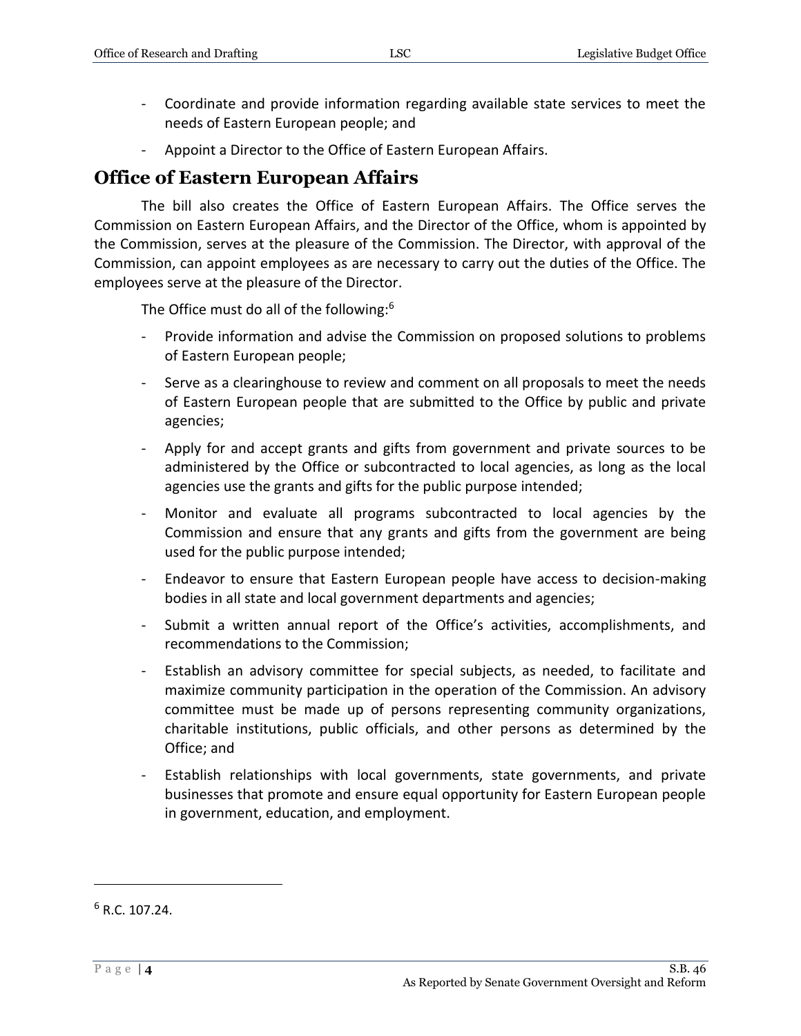- Coordinate and provide information regarding available state services to meet the needs of Eastern European people; and
- Appoint a Director to the Office of Eastern European Affairs.

## Office of Eastern European Affairs

The bill also creates the Office of Eastern European Affairs. The Office serves the Commission on Eastern European Affairs, and the Director of the Office, whom is appointed by the Commission, serves at the pleasure of the Commission. The Director, with approval of the Commission, can appoint employees as are necessary to carry out the duties of the Office. The employees serve at the pleasure of the Director.

The Office must do all of the following:[6]

- Provide information and advise the Commission on proposed solutions to problems of Eastern European people;
- Serve as a clearinghouse to review and comment on all proposals to meet the needs of Eastern European people that are submitted to the Office by public and private agencies;
- Apply for and accept grants and gifts from government and private sources to be administered by the Office or subcontracted to local agencies, as long as the local agencies use the grants and gifts for the public purpose intended;
- Monitor and evaluate all programs subcontracted to local agencies by the Commission and ensure that any grants and gifts from the government are being used for the public purpose intended;
- Endeavor to ensure that Eastern European people have access to decision-making bodies in all state and local government departments and agencies;
- Submit a written annual report of the Office's activities, accomplishments, and recommendations to the Commission;
- Establish an advisory committee for special subjects, as needed, to facilitate and maximize community participation in the operation of the Commission. An advisory committee must be made up of persons representing community organizations, charitable institutions, public officials, and other persons as determined by the Office; and
- Establish relationships with local governments, state governments, and private businesses that promote and ensure equal opportunity for Eastern European people in government, education, and employment.

---

[6] R.C. 107.24.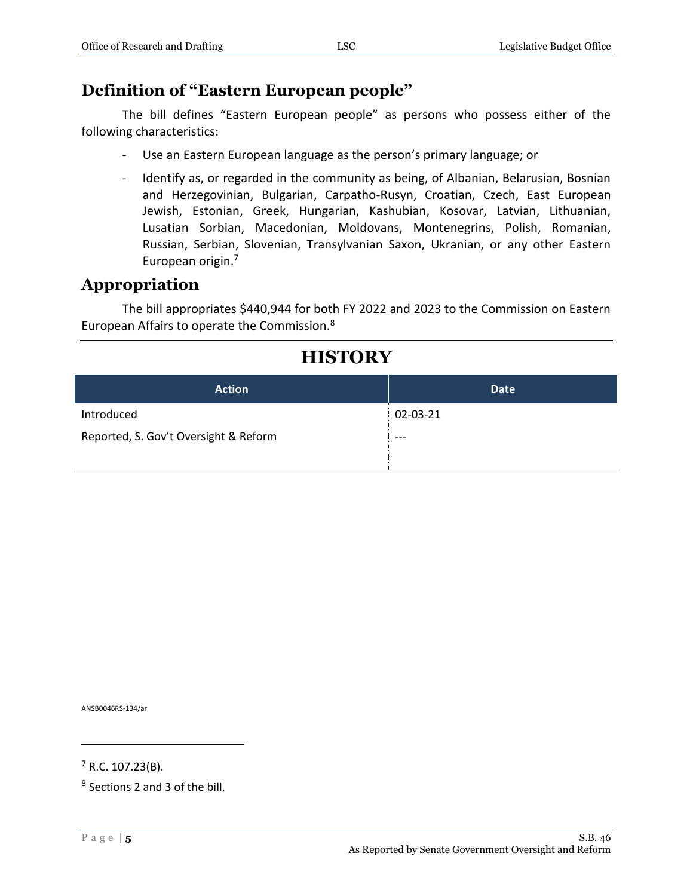## Definition of "Eastern European people"

The bill defines "Eastern European people" as persons who possess either of the following characteristics:

- Use an Eastern European language as the person's primary language; or
- Identify as, or regarded in the community as being, of Albanian, Belarusian, Bosnian and Herzegovinian, Bulgarian, Carpatho-Rusyn, Croatian, Czech, East European Jewish, Estonian, Greek, Hungarian, Kashubian, Kosovar, Latvian, Lithuanian, Lusatian Sorbian, Macedonian, Moldovans, Montenegrins, Polish, Romanian, Russian, Serbian, Slovenian, Transylvanian Saxon, Ukranian, or any other Eastern European origin.[7]

## Appropriation

The bill appropriates $440,944 for both FY 2022 and 2023 to the Commission on Eastern European Affairs to operate the Commission.[8]

# HISTORY

| Action | Date |
|---|---|
| Introduced | 02-03-21 |
| Reported, S. Gov't Oversight & Reform | --- |

ANSB0046RS-134/ar

[7] R.C. 107.23(B).

[8] Sections 2 and 3 of the bill.